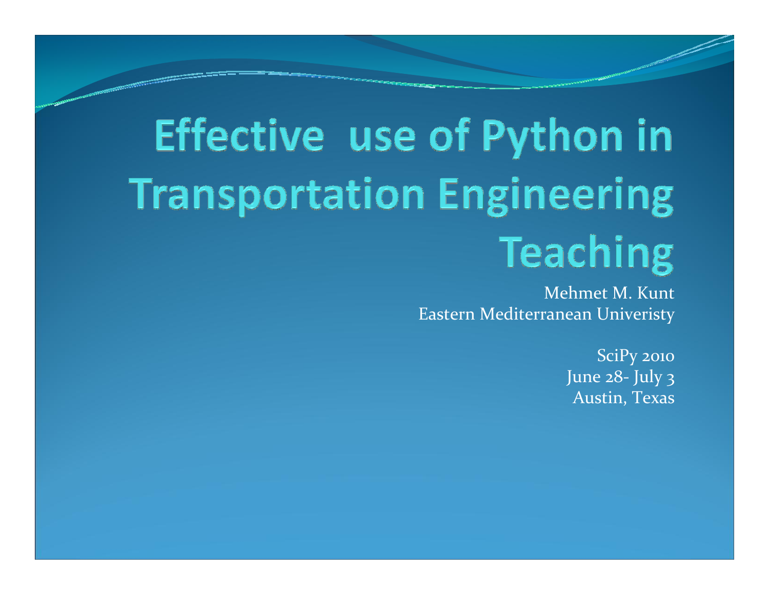# Effective use of Python in Transportation Engineering Teaching

Mehmet M. Kunt
Eastern Mediterranean Univeristy

SciPy 2010
June 28- July 3
Austin, Texas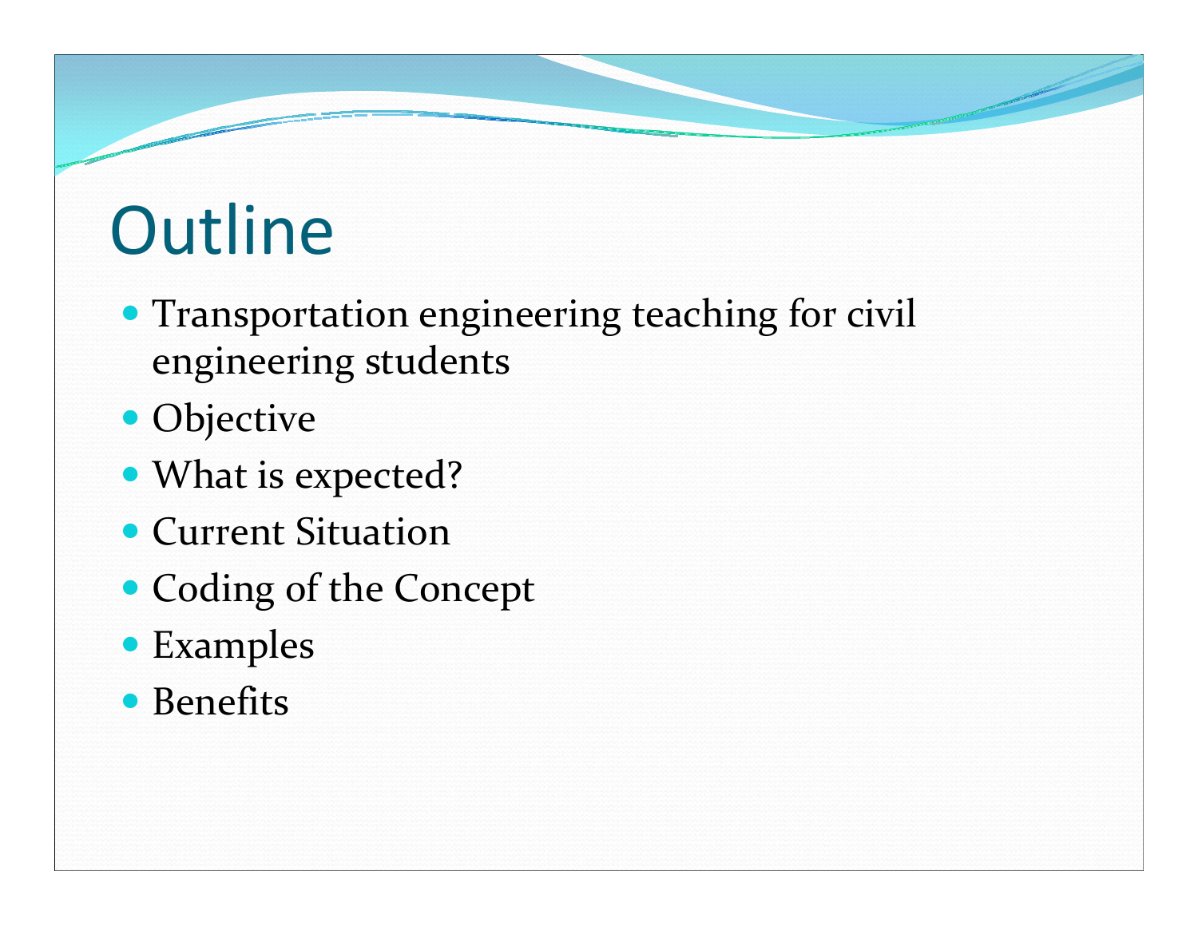# Outline

- Transportation engineering teaching for civil engineering students
- Objective
- What is expected?
- Current Situation
- Coding of the Concept
- Examples
- Benefits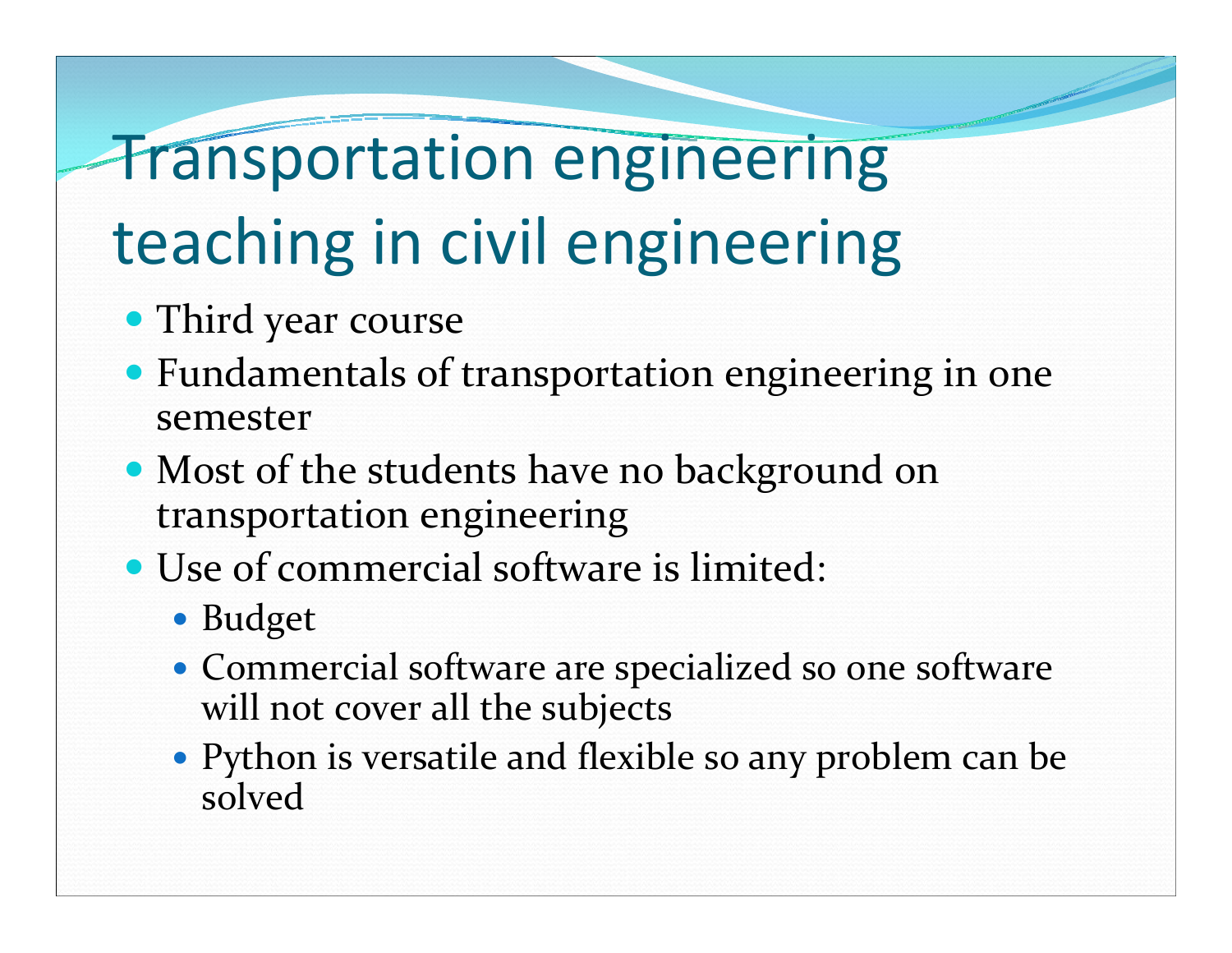# Transportation engineering teaching in civil engineering

- Third year course
- Fundamentals of transportation engineering in one semester
- Most of the students have no background on transportation engineering
- Use of commercial software is limited:
  - Budget
  - Commercial software are specialized so one software will not cover all the subjects
  - Python is versatile and flexible so any problem can be solved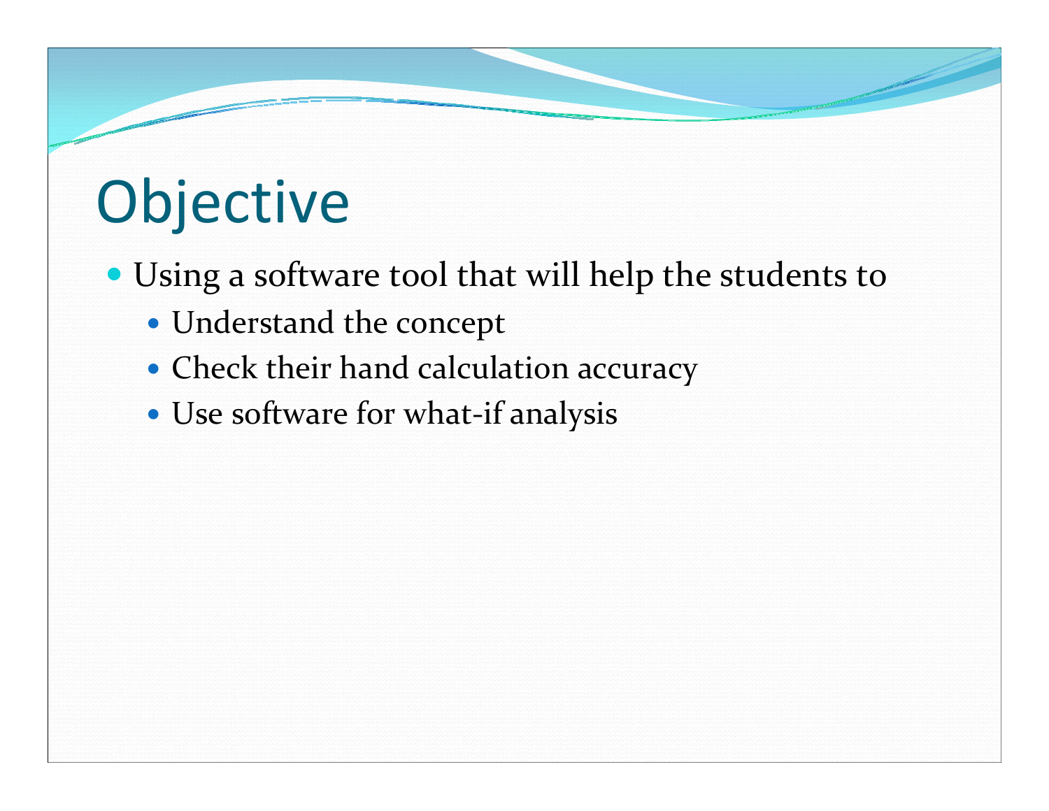# Objective

- Using a software tool that will help the students to
  - Understand the concept
  - Check their hand calculation accuracy
  - Use software for what-if analysis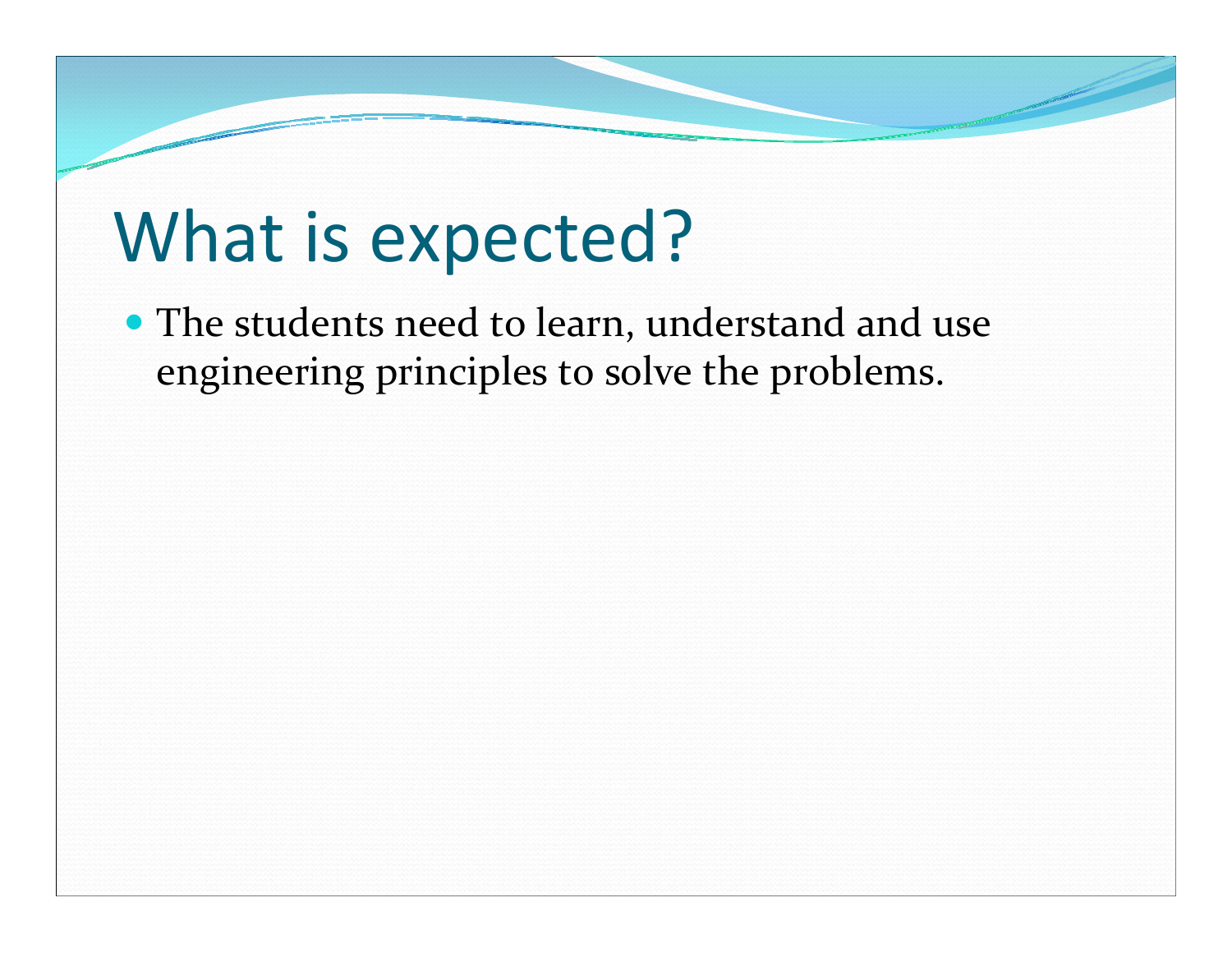# What is expected?

- The students need to learn, understand and use engineering principles to solve the problems.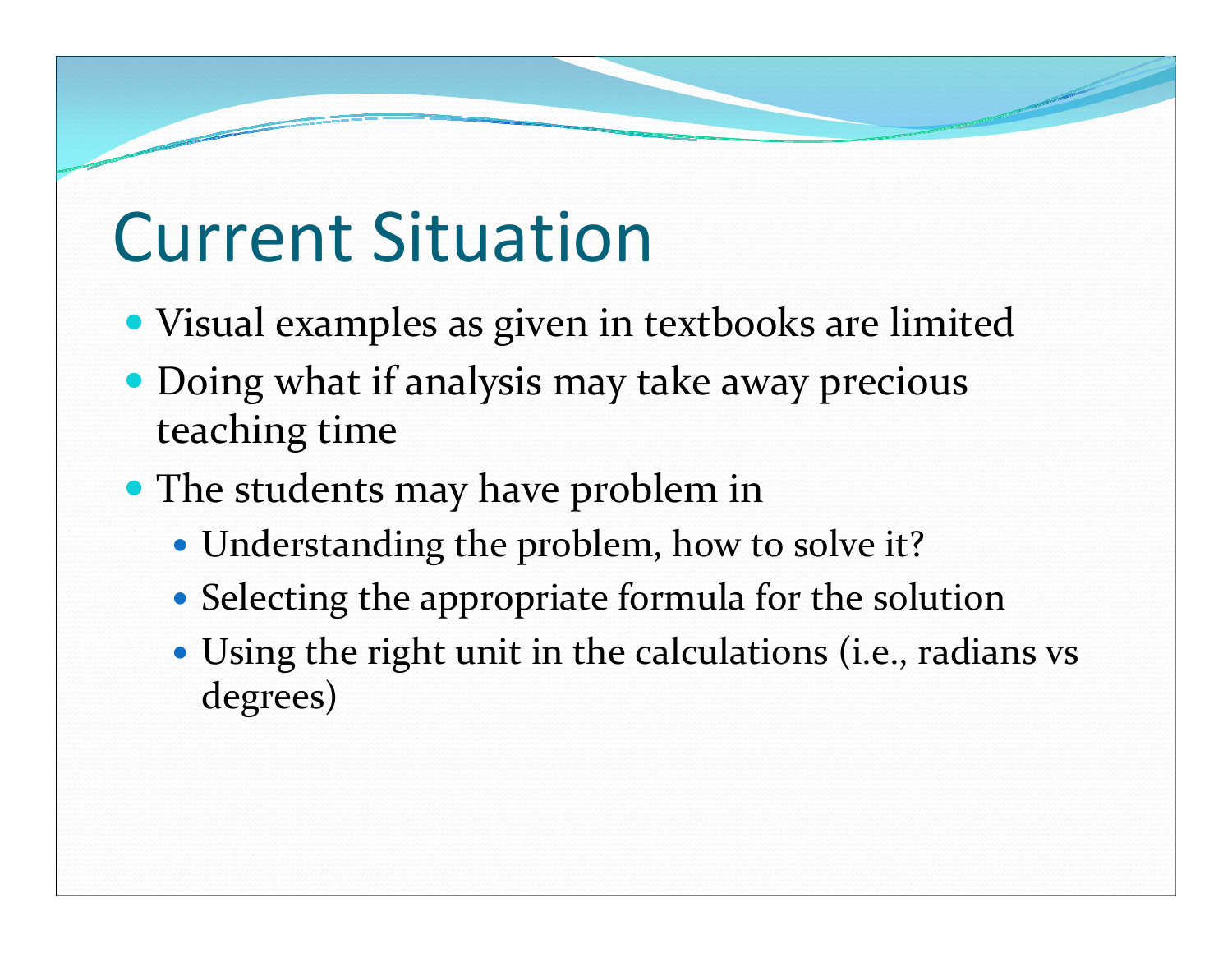# Current Situation

- Visual examples as given in textbooks are limited
- Doing what if analysis may take away precious teaching time
- The students may have problem in
  - Understanding the problem, how to solve it?
  - Selecting the appropriate formula for the solution
  - Using the right unit in the calculations (i.e., radians vs degrees)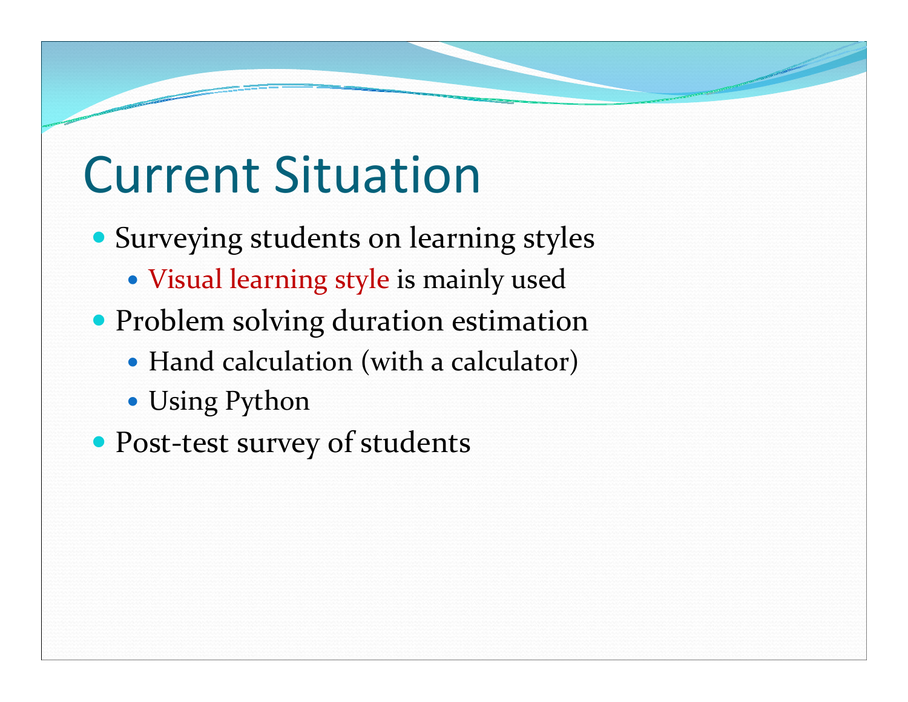# Current Situation

- Surveying students on learning styles
  - Visual learning style is mainly used
- Problem solving duration estimation
  - Hand calculation (with a calculator)
  - Using Python
- Post-test survey of students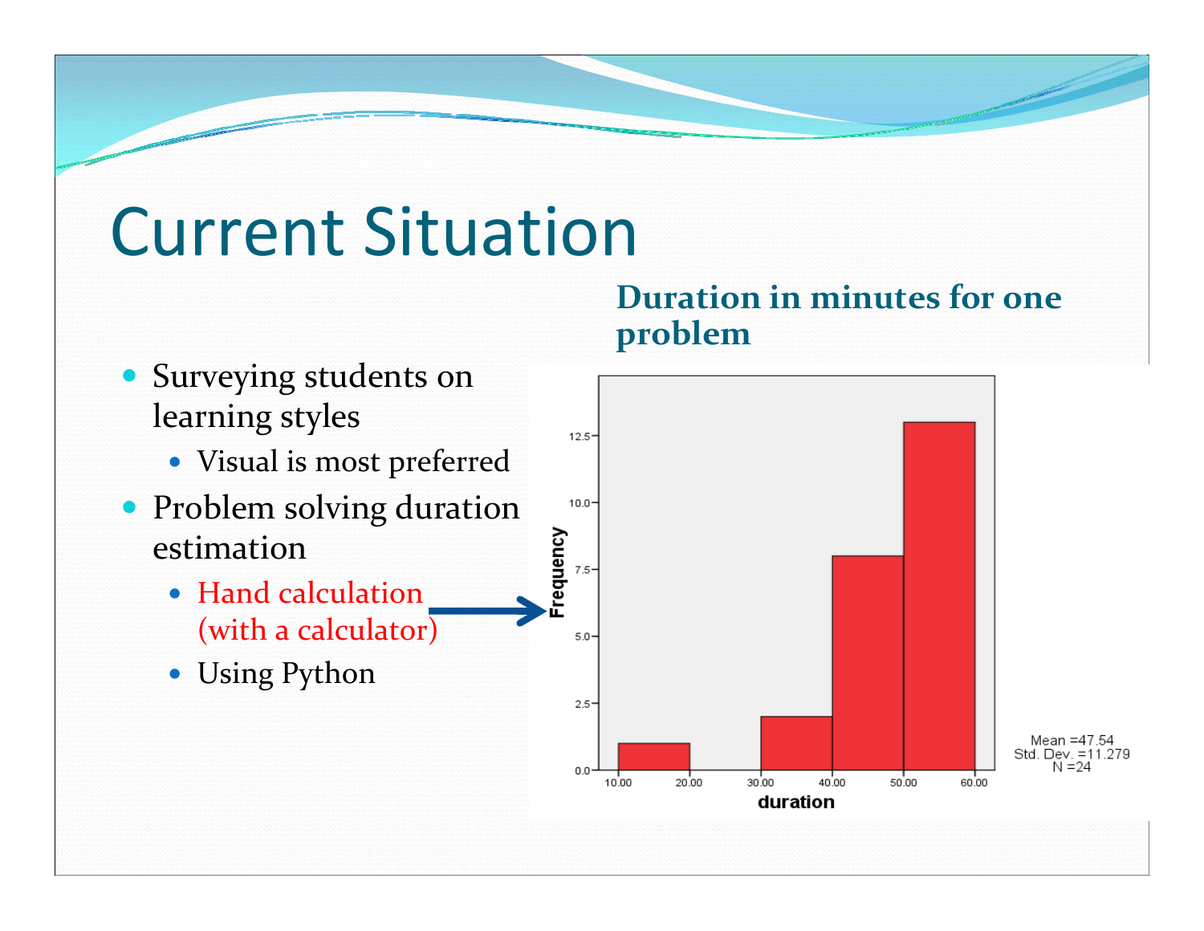# Current Situation

- Surveying students on learning styles
  - Visual is most preferred
- Problem solving duration estimation
  - Hand calculation (with a calculator)
  - Using Python

**Duration in minutes for one problem**

Mean =47.54
Std. Dev. =11.279
N =24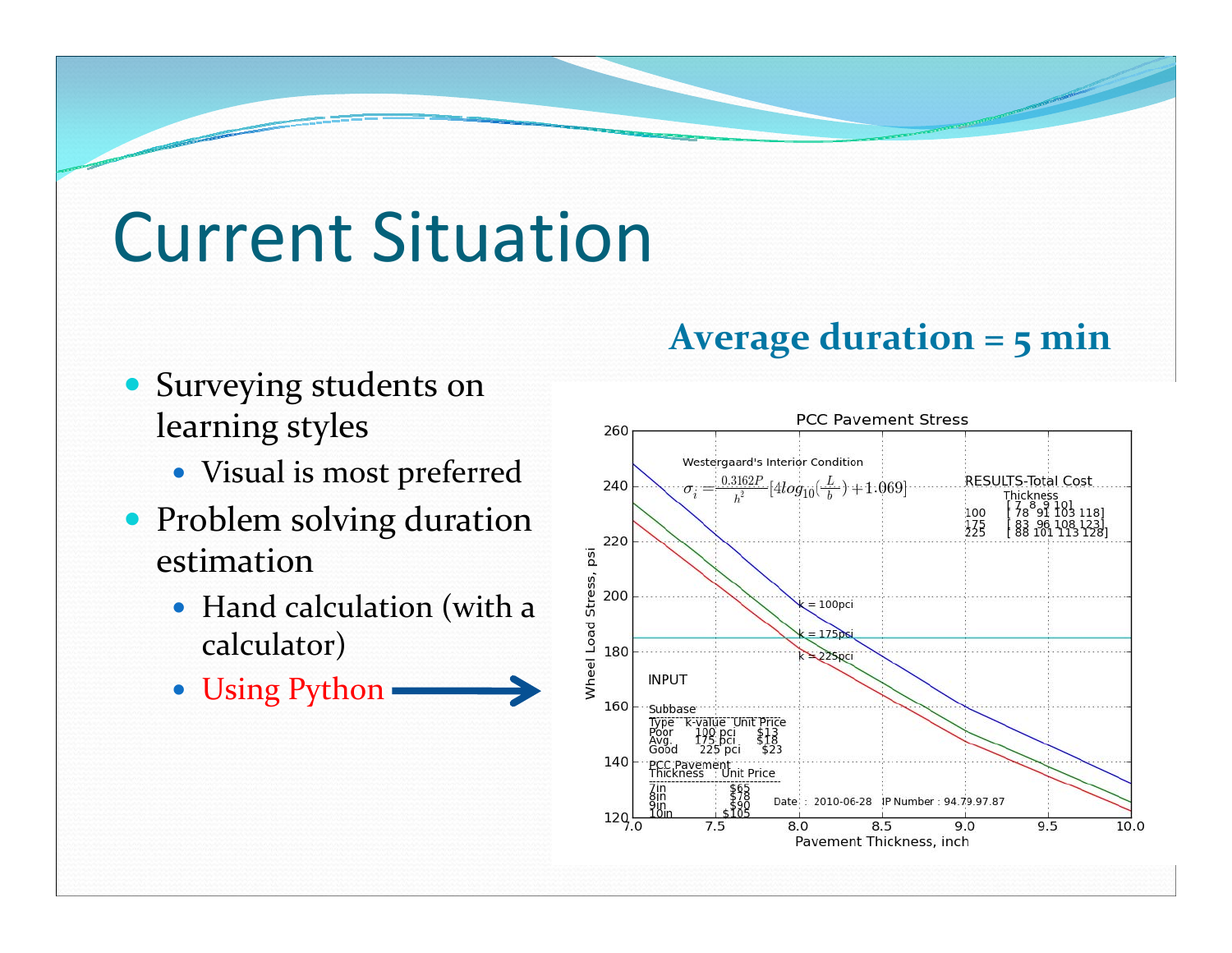# Current Situation

**Average duration = 5 min**

- Surveying students on learning styles
  - Visual is most preferred
- Problem solving duration estimation
  - Hand calculation (with a calculator)
  - Using Python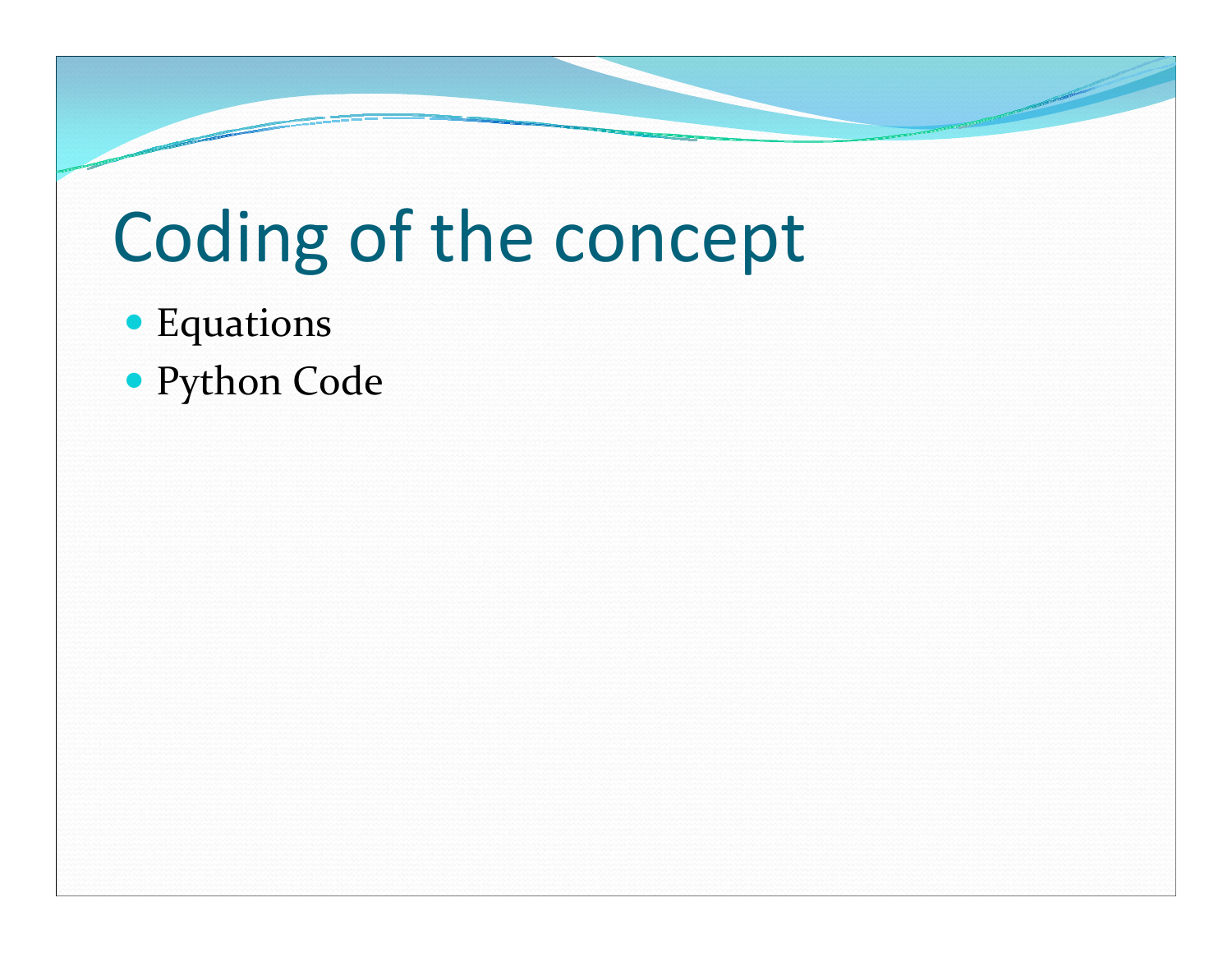# Coding of the concept

- Equations
- Python Code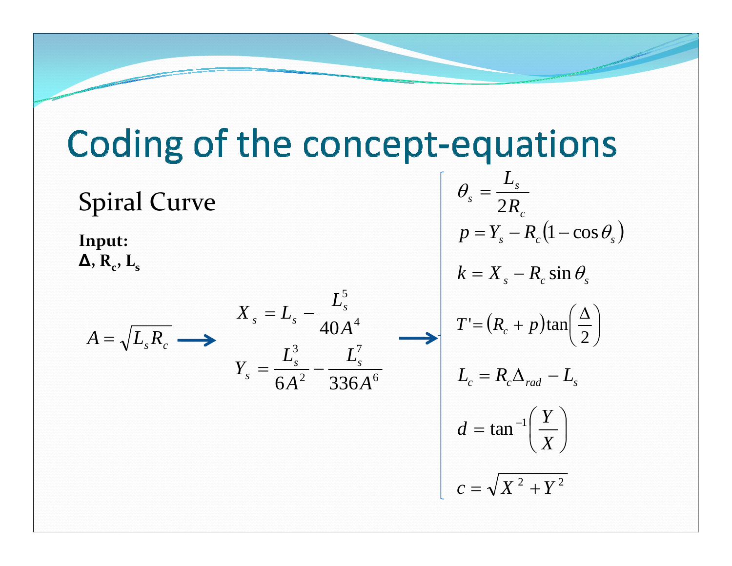# Coding of the concept-equations

## Spiral Curve

**Input:**
**$\Delta$, $R_c$, $L_s$**

$$A = \sqrt{L_s R_c} \longrightarrow$$

$$X_s = L_s - \frac{L_s^5}{40A^4}$$

$$Y_s = \frac{L_s^3}{6A^2} - \frac{L_s^7}{336A^6} \longrightarrow$$

$$\theta_s = \frac{L_s}{2R_c}$$

$$p = Y_s - R_c(1 - \cos\theta_s)$$

$$k = X_s - R_c \sin\theta_s$$

$$T' = (R_c + p)\tan\left(\frac{\Delta}{2}\right)$$

$$L_c = R_c \Delta_{rad} - L_s$$

$$d = \tan^{-1}\left(\frac{Y}{X}\right)$$

$$c = \sqrt{X^2 + Y^2}$$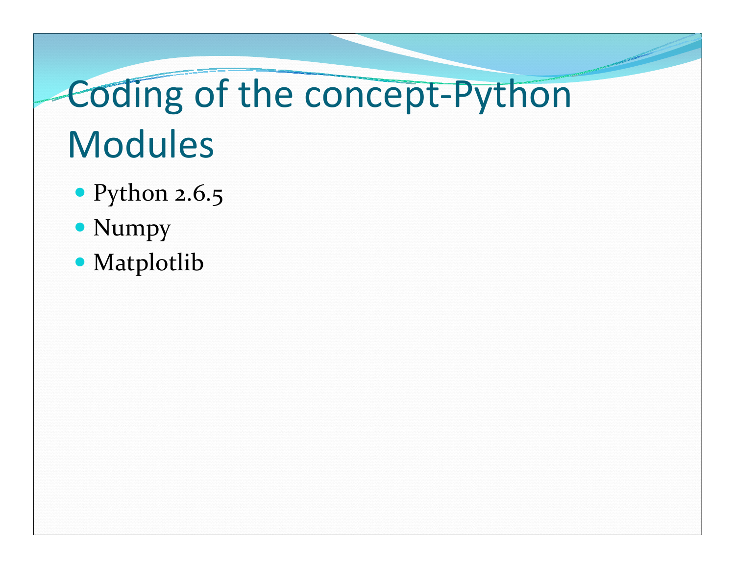# Coding of the concept-Python Modules

- Python 2.6.5
- Numpy
- Matplotlib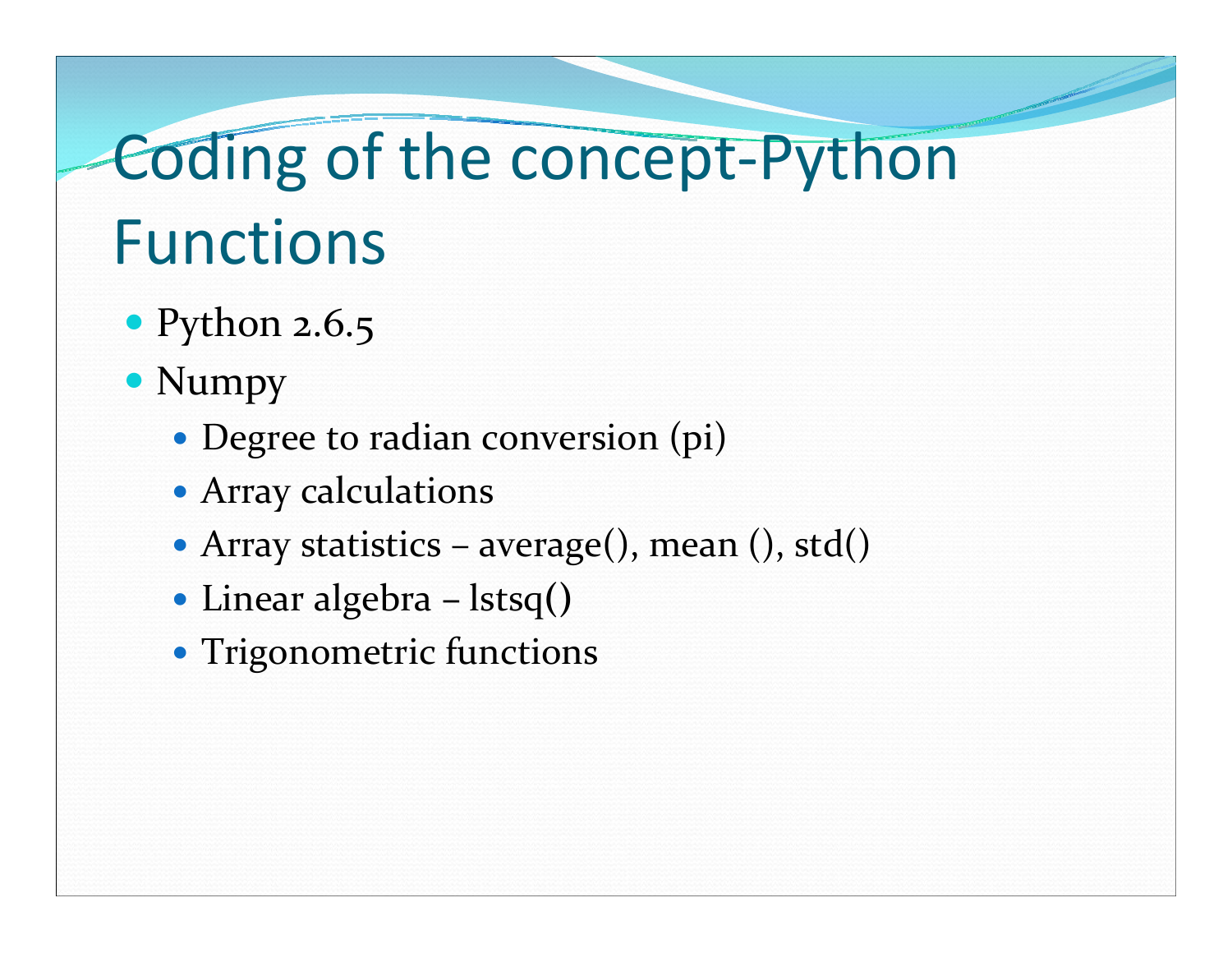# Coding of the concept-Python Functions

- Python 2.6.5
- Numpy
  - Degree to radian conversion (pi)
  - Array calculations
  - Array statistics – average(), mean (), std()
  - Linear algebra – lstsq()
  - Trigonometric functions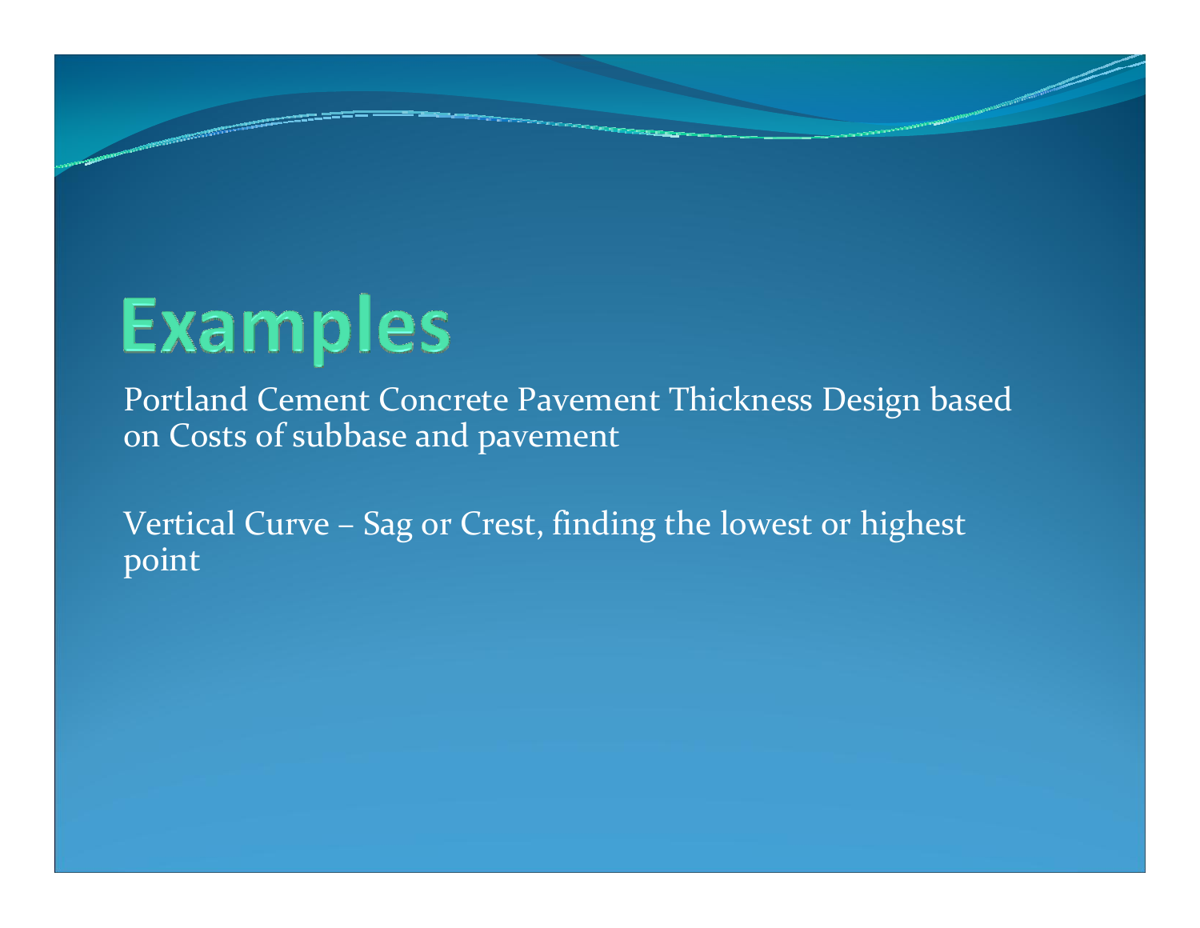# Examples

Portland Cement Concrete Pavement Thickness Design based on Costs of subbase and pavement

Vertical Curve – Sag or Crest, finding the lowest or highest point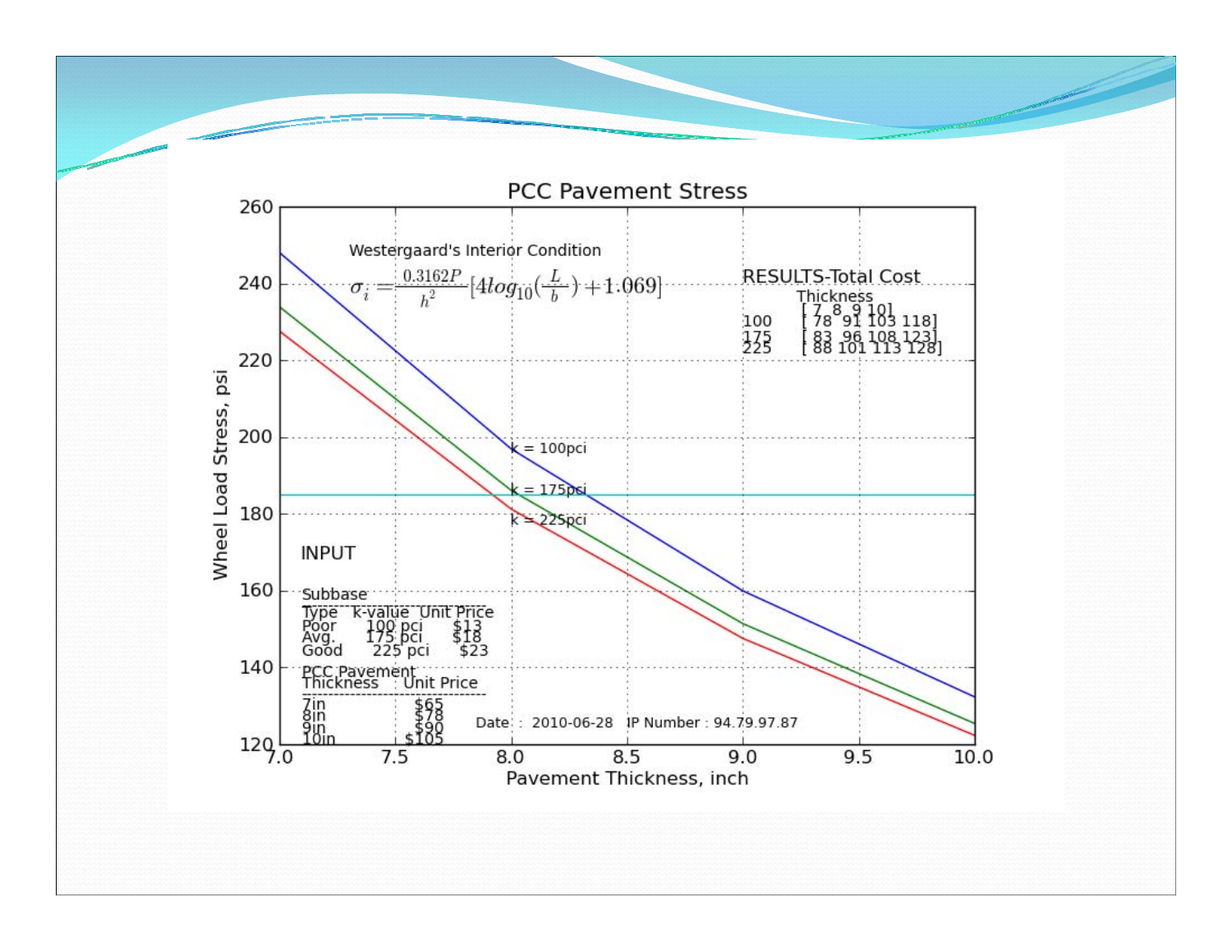# PCC Pavement Stress

Westergaard's Interior Condition

$$\sigma_i = \frac{0.3162P}{h^2}\left[4log_{10}\left(\frac{L}{b}\right) + 1.069\right]$$

**RESULTS-Total Cost**

| | Thickness | | | |
|---|---|---|---|---|
| | 7 | 8 | 9 | 10 |
| 100 | 78 | 91 | 103 | 118 |
| 175 | 83 | 96 | 108 | 123 |
| 225 | 88 | 101 | 113 | 128 |

Curves: k = 100pci, k = 175pci, k = 225pci

Y-axis: Wheel Load Stress, psi (120–260)

X-axis: Pavement Thickness, inch (7.0–10.0)

**INPUT**

Subbase

| Type | k-value | Unit Price |
|---|---|---|
| Poor | 100 pci | $13 |
| Avg. | 175 pci | $18 |
| Good | 225 pci | $23 |

PCC Pavement

| Thickness | Unit Price |
|---|---|
| 7in | $65 |
| 8in | $78 |
| 9in | $90 |
| 10in | $105 |

Date : 2010-06-28 IP Number : 94.79.97.87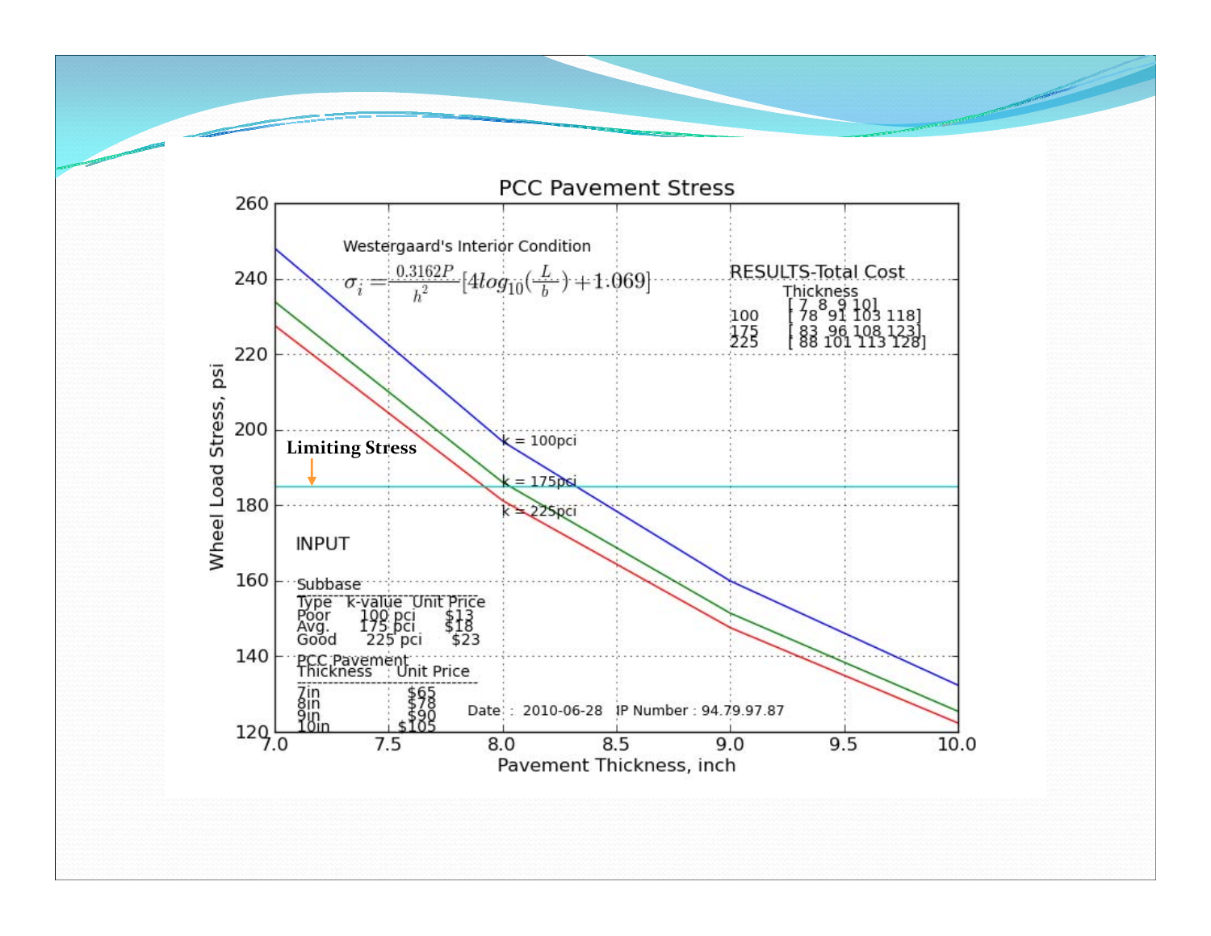# PCC Pavement Stress

Westergaard's Interior Condition

$$\sigma_i = \frac{0.3162P}{h^2}[4log_{10}(\frac{L}{b}) + 1.069]$$

**Limiting Stress**

k = 100pci

k = 175pci

k = 225pci

Wheel Load Stress, psi

Pavement Thickness, inch

RESULTS-Total Cost

| | Thickness | | | |
|---|---|---|---|---|
| | 7 | 8 | 9 | 10 |
| 100 | 78 | 91 | 103 | 118 |
| 175 | 83 | 96 | 108 | 123 |
| 225 | 88 | 101 | 113 | 128 |

INPUT

Subbase

| Type | k-value | Unit Price |
|---|---|---|
| Poor | 100 pci | $13 |
| Avg. | 175 pci | $18 |
| Good | 225 pci | $23 |

PCC Pavement

| Thickness | Unit Price |
|---|---|
| 7in | $65 |
| 8in | $78 |
| 9in | $90 |
| 10in | $105 |

Date : 2010-06-28 IP Number : 94.79.97.87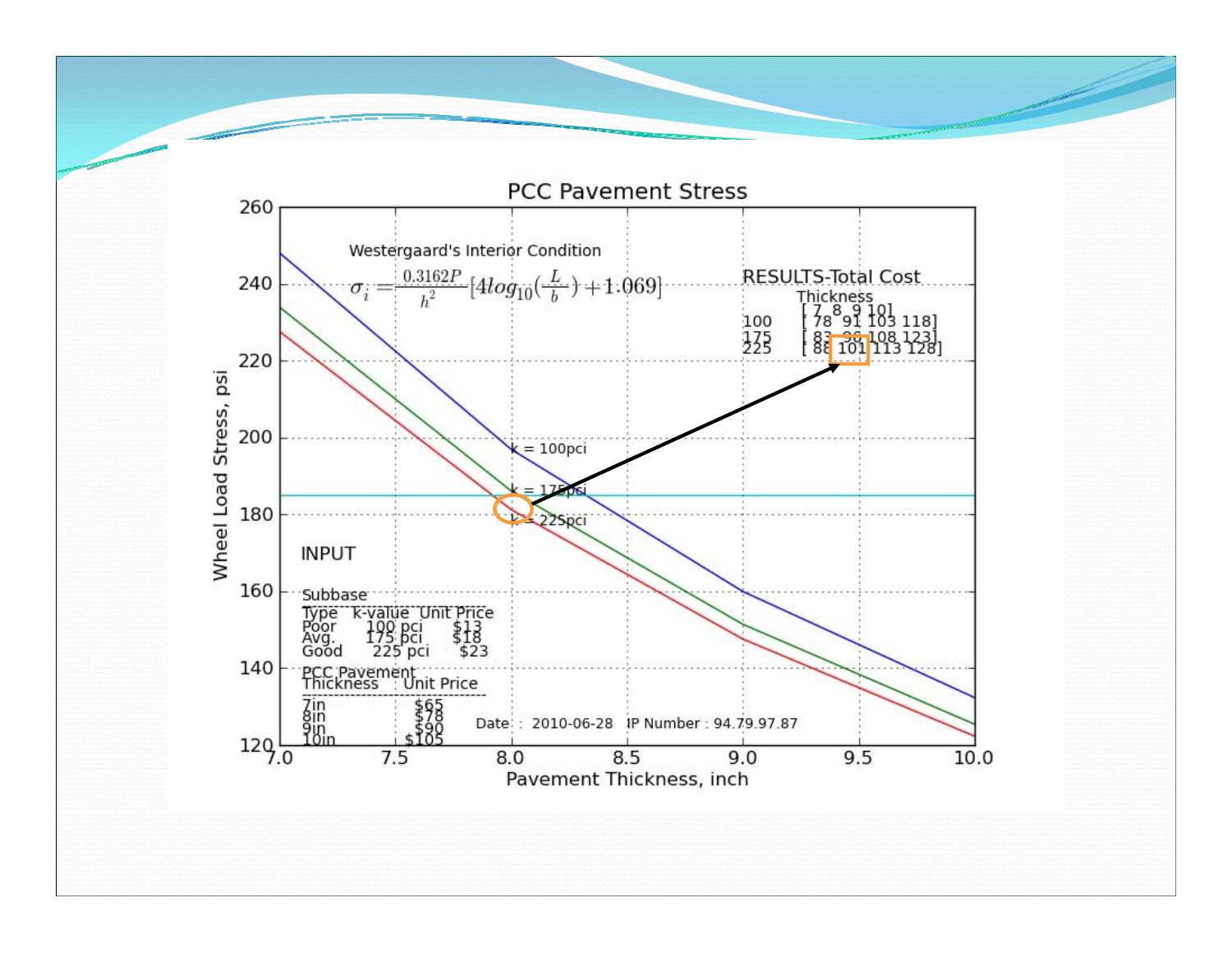# PCC Pavement Stress

Westergaard's Interior Condition

$$\sigma_i = \frac{0.3162P}{h^2}\left[4log_{10}\left(\frac{L}{b}\right) + 1.069\right]$$

**RESULTS-Total Cost**

| | Thickness | | | |
|---|---|---|---|---|
| | 7 | 8 | 9 | 10 |
| 100 | 78 | 91 | 103 | 118 |
| 175 | 83 | 96 | 108 | 123 |
| 225 | 88 | 101 | 113 | 128 |

k = 100pci

k = 175pci

k = 225pci

Wheel Load Stress, psi

Pavement Thickness, inch

**INPUT**

Subbase

| Type | k-value | Unit Price |
|---|---|---|
| Poor | 100 pci | $13 |
| Avg. | 175 pci | $18 |
| Good | 225 pci | $23 |

PCC Pavement

| Thickness | Unit Price |
|---|---|
| 7in | $65 |
| 8in | $78 |
| 9in | $90 |
| 10in | $105 |

Date : 2010-06-28 IP Number : 94.79.97.87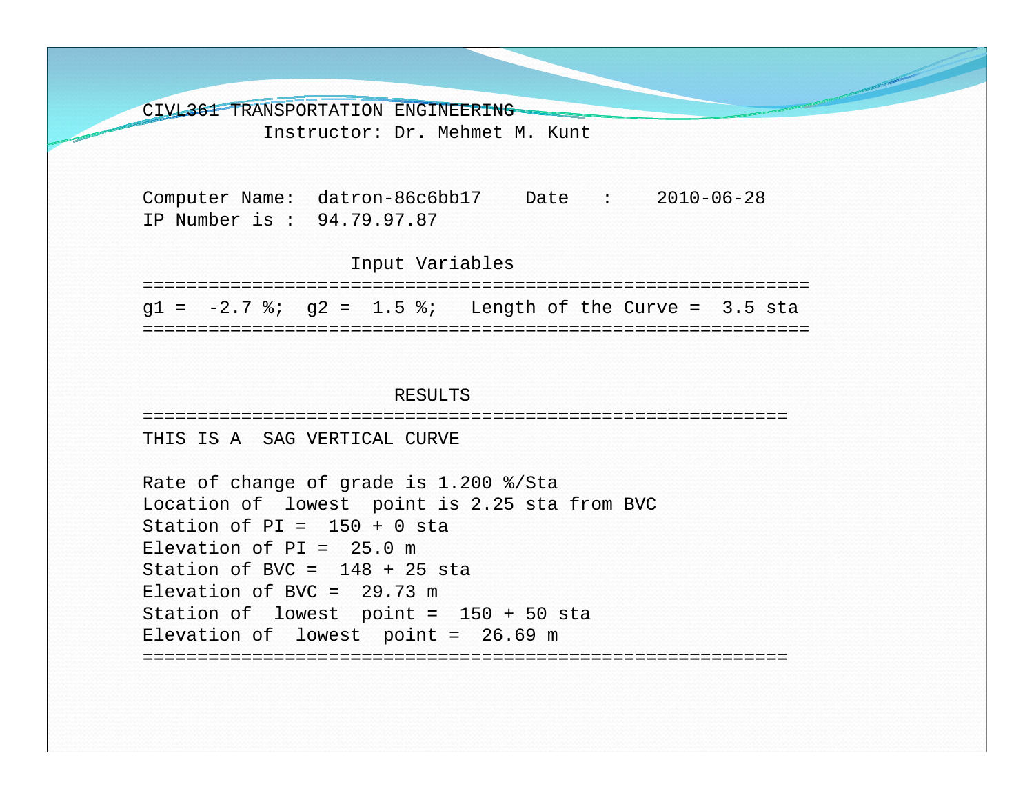CIVL361 TRANSPORTATION ENGINEERING

Instructor: Dr. Mehmet M. Kunt

```
Computer Name:  datron-86c6bb17    Date   :    2010-06-28
IP Number is :  94.79.97.87

                   Input Variables
=============================================================
g1 =  -2.7 %;  g2 =  1.5 %;   Length of the Curve =  3.5 sta
=============================================================



                       RESULTS
===========================================================
THIS IS A  SAG VERTICAL CURVE

Rate of change of grade is 1.200 %/Sta
Location of  lowest  point is 2.25 sta from BVC
Station of PI =  150 + 0 sta
Elevation of PI =  25.0 m
Station of BVC =  148 + 25 sta
Elevation of BVC =  29.73 m
Station of  lowest  point =  150 + 50 sta
Elevation of  lowest  point =  26.69 m
===========================================================
```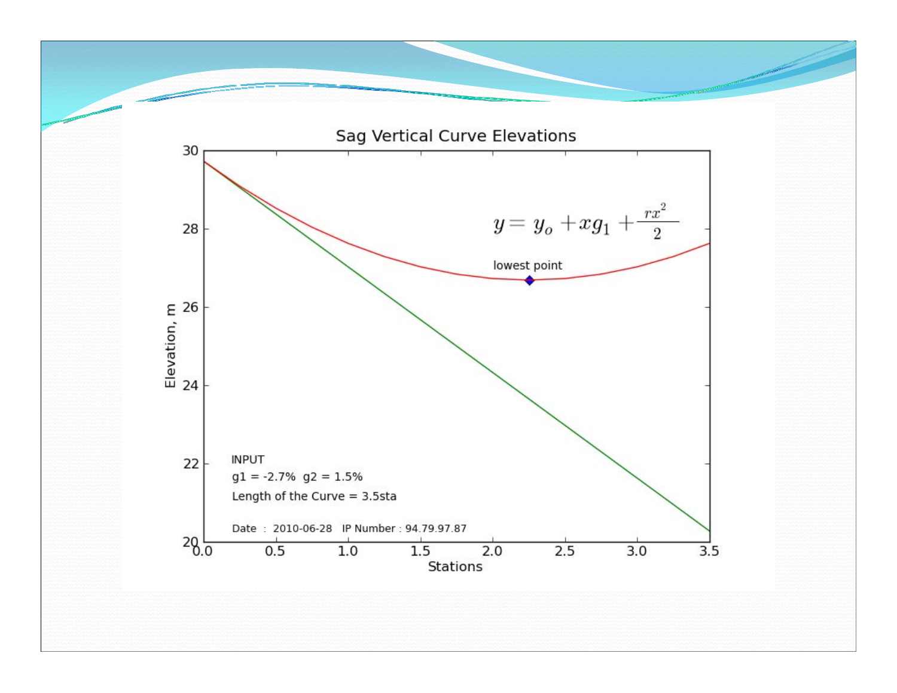## Sag Vertical Curve Elevations

$$y = y_o + xg_1 + \frac{rx^2}{2}$$

lowest point

INPUT

g1 = -2.7%  g2 = 1.5%

Length of the Curve = 3.5sta

Date : 2010-06-28  IP Number : 94.79.97.87

Elevation, m

Stations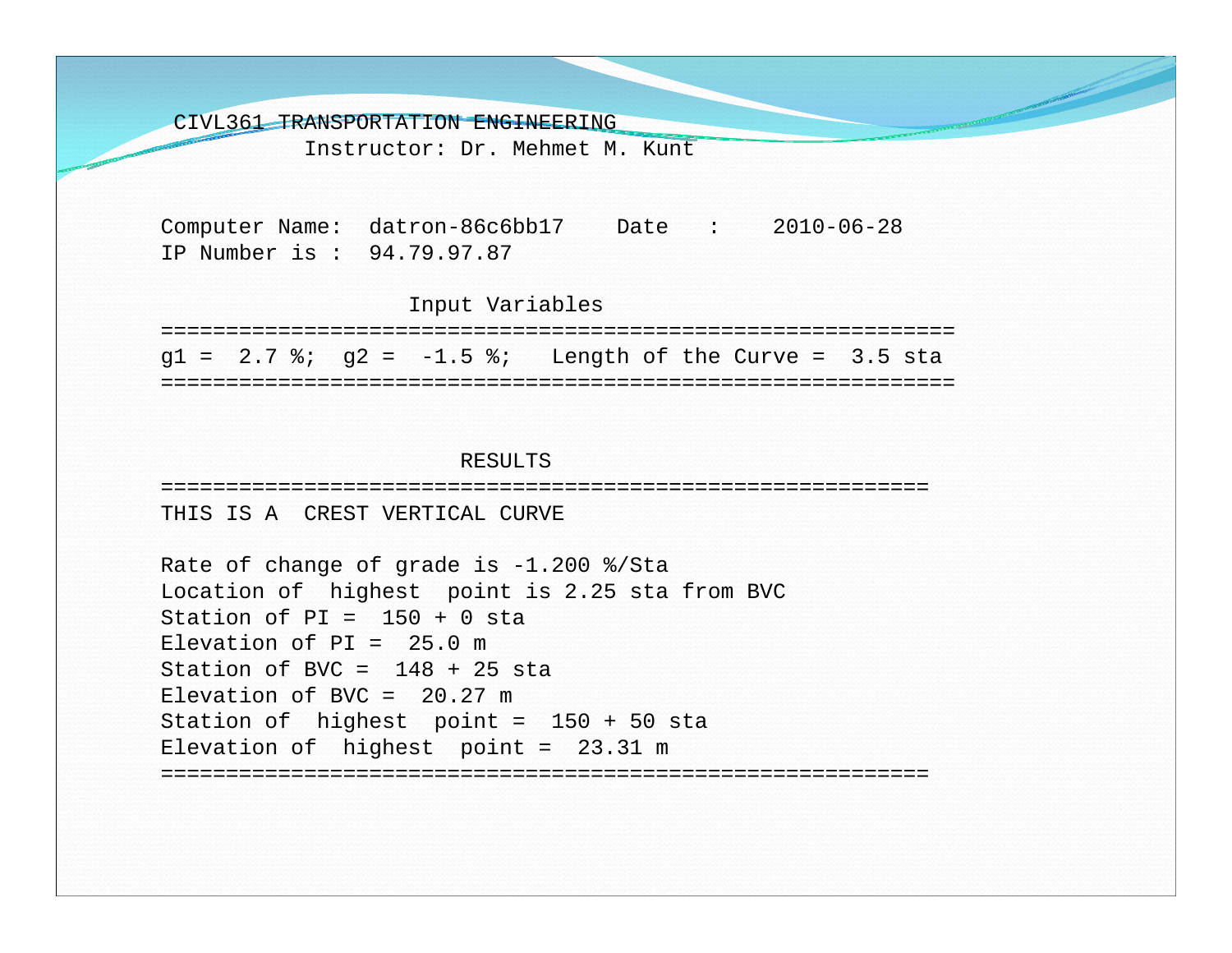CIVL361 TRANSPORTATION ENGINEERING
Instructor: Dr. Mehmet M. Kunt

```
Computer Name:  datron-86c6bb17    Date   :    2010-06-28
IP Number is :  94.79.97.87

                   Input Variables
=============================================================
g1 =  2.7 %;  g2 =  -1.5 %;   Length of the Curve =  3.5 sta
=============================================================


                       RESULTS
===========================================================
THIS IS A  CREST VERTICAL CURVE

Rate of change of grade is -1.200 %/Sta
Location of  highest  point is 2.25 sta from BVC
Station of PI =  150 + 0 sta
Elevation of PI =  25.0 m
Station of BVC =  148 + 25 sta
Elevation of BVC =  20.27 m
Station of  highest  point =  150 + 50 sta
Elevation of  highest  point =  23.31 m
===========================================================
```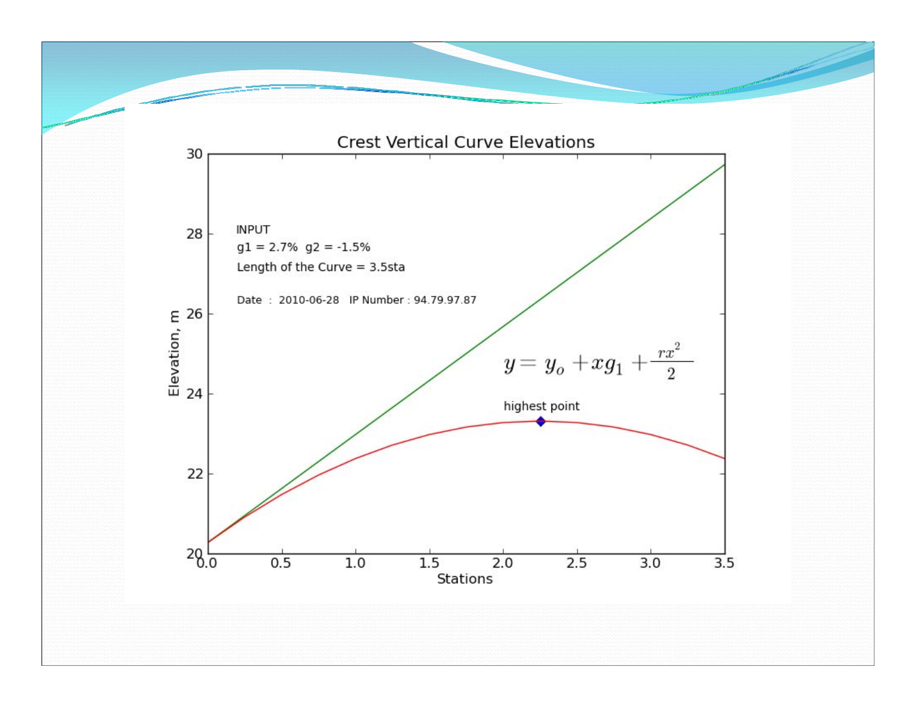## Crest Vertical Curve Elevations

INPUT

g1 = 2.7%  g2 = -1.5%

Length of the Curve = 3.5sta

Date : 2010-06-28  IP Number : 94.79.97.87

$$y = y_o + xg_1 + \frac{rx^2}{2}$$

highest point

Elevation, m

Stations

0.0 0.5 1.0 1.5 2.0 2.5 3.0 3.5

20 22 24 26 28 30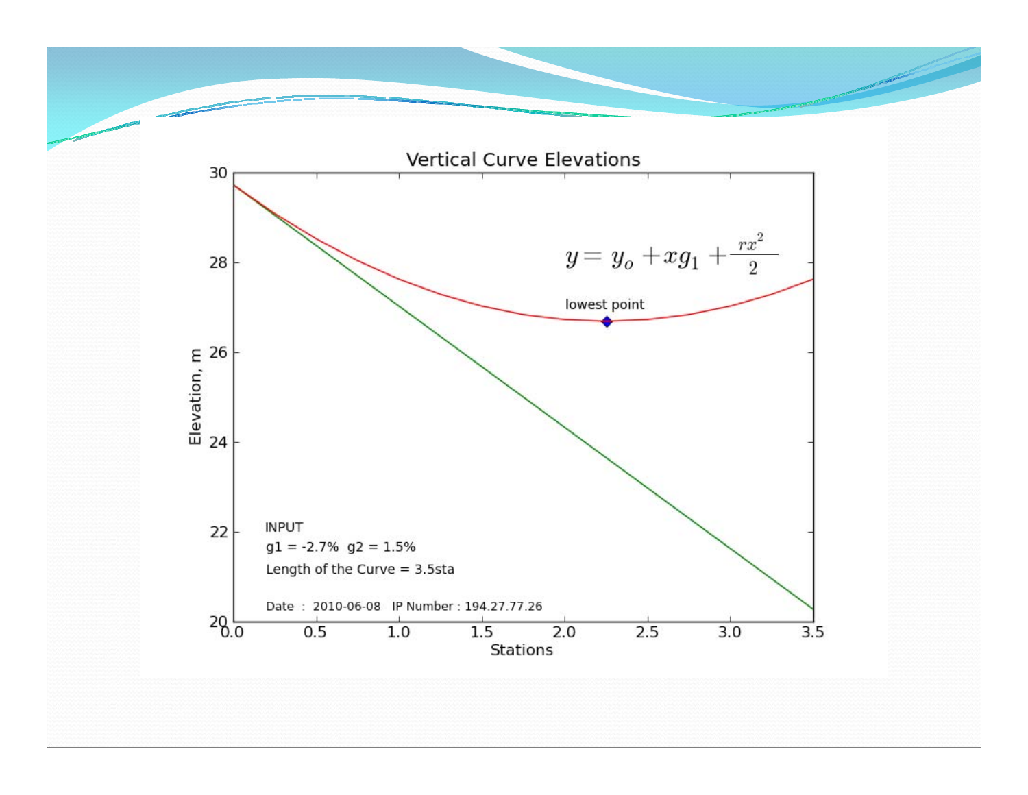# Vertical Curve Elevations

$$y = y_o + xg_1 + \frac{rx^2}{2}$$

lowest point

INPUT

g1 = -2.7%  g2 = 1.5%

Length of the Curve = 3.5sta

Date : 2010-06-08  IP Number : 194.27.77.26

Elevation, m

Stations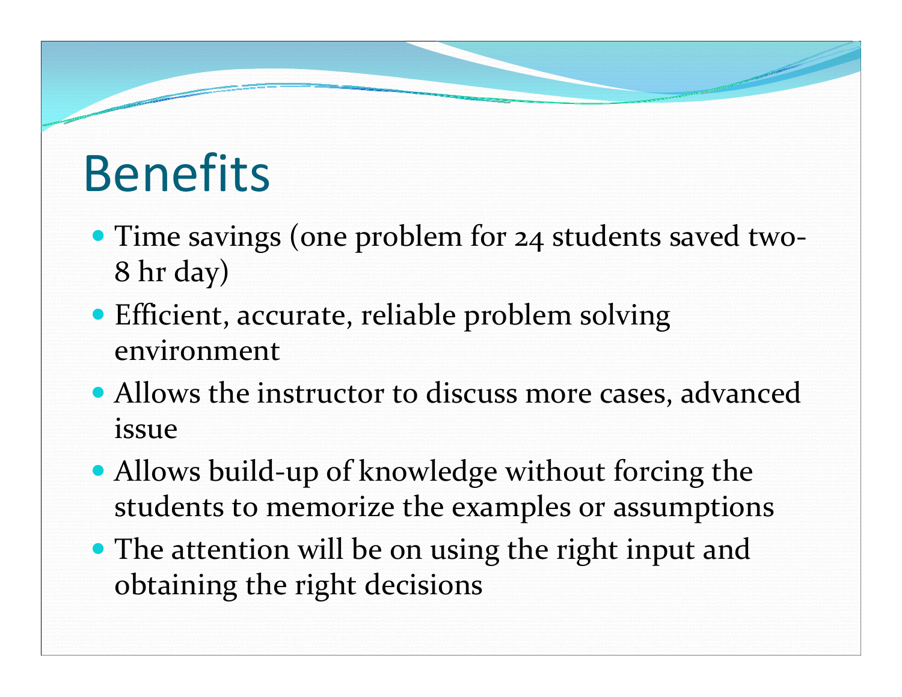# Benefits

- Time savings (one problem for 24 students saved two-8 hr day)
- Efficient, accurate, reliable problem solving environment
- Allows the instructor to discuss more cases, advanced issue
- Allows build-up of knowledge without forcing the students to memorize the examples or assumptions
- The attention will be on using the right input and obtaining the right decisions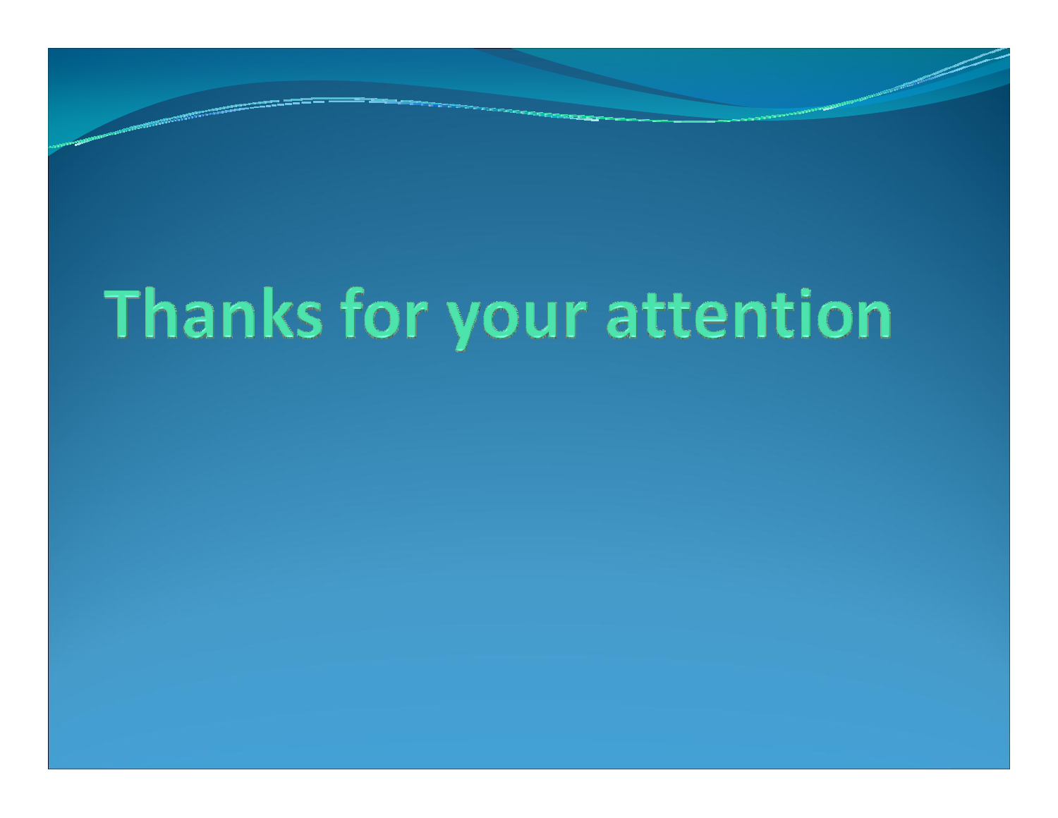# Thanks for your attention